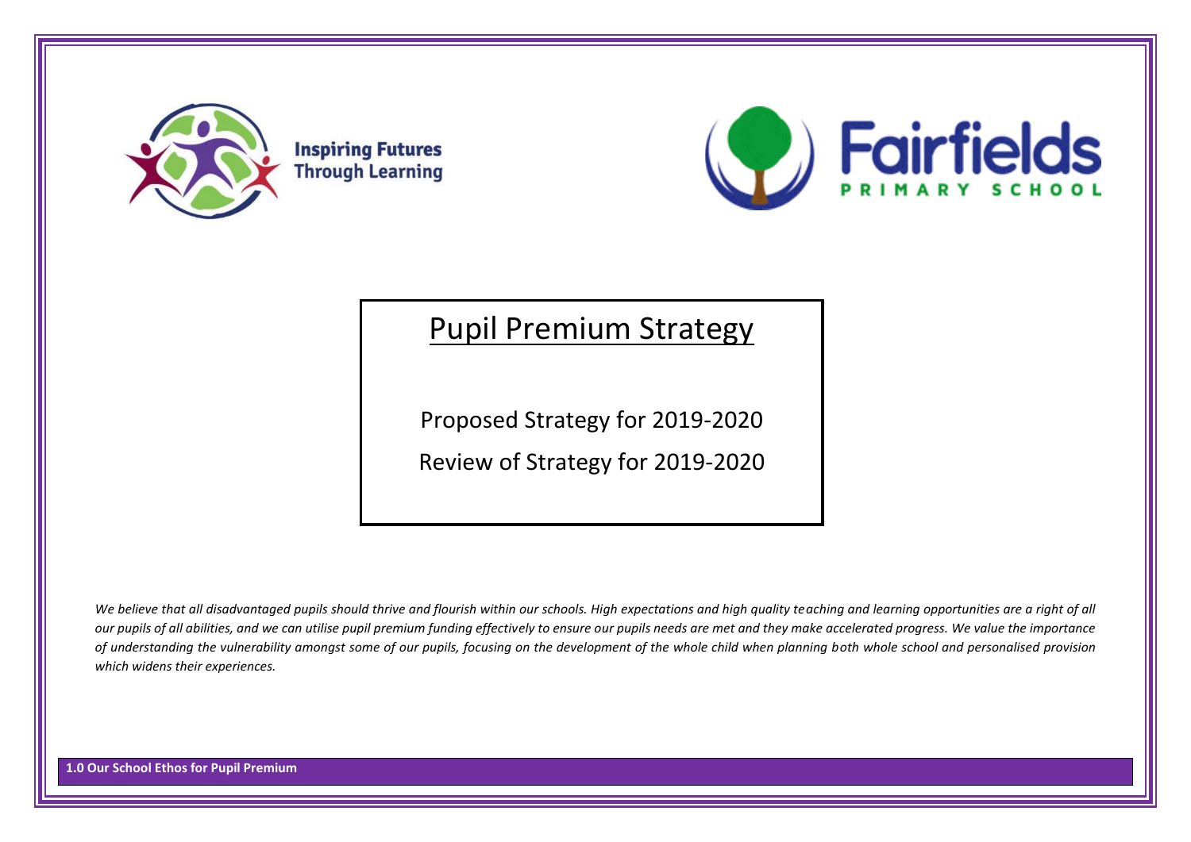Inspiring Futures Through Learning

Fairfields PRIMARY SCHOOL

# Pupil Premium Strategy

Proposed Strategy for 2019-2020

Review of Strategy for 2019-2020

*We believe that all disadvantaged pupils should thrive and flourish within our schools. High expectations and high quality teaching and learning opportunities are a right of all our pupils of all abilities, and we can utilise pupil premium funding effectively to ensure our pupils needs are met and they make accelerated progress. We value the importance of understanding the vulnerability amongst some of our pupils, focusing on the development of the whole child when planning both whole school and personalised provision which widens their experiences.*

**1.0 Our School Ethos for Pupil Premium**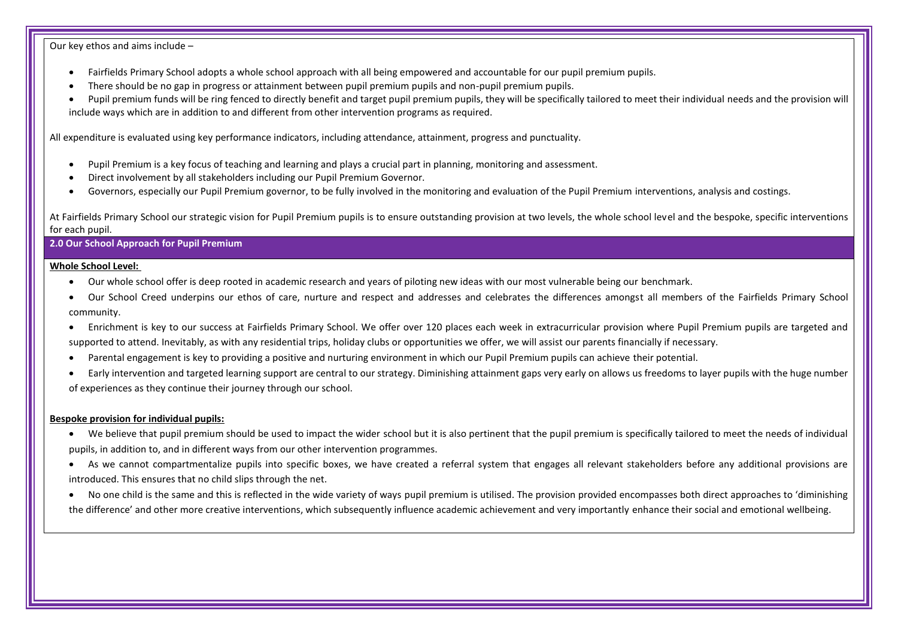Our key ethos and aims include –

- Fairfields Primary School adopts a whole school approach with all being empowered and accountable for our pupil premium pupils.
- There should be no gap in progress or attainment between pupil premium pupils and non-pupil premium pupils.
- Pupil premium funds will be ring fenced to directly benefit and target pupil premium pupils, they will be specifically tailored to meet their individual needs and the provision will include ways which are in addition to and different from other intervention programs as required.

All expenditure is evaluated using key performance indicators, including attendance, attainment, progress and punctuality.

- Pupil Premium is a key focus of teaching and learning and plays a crucial part in planning, monitoring and assessment.
- Direct involvement by all stakeholders including our Pupil Premium Governor.
- Governors, especially our Pupil Premium governor, to be fully involved in the monitoring and evaluation of the Pupil Premium interventions, analysis and costings.

At Fairfields Primary School our strategic vision for Pupil Premium pupils is to ensure outstanding provision at two levels, the whole school level and the bespoke, specific interventions for each pupil.

## 2.0 Our School Approach for Pupil Premium

**Whole School Level:**

- Our whole school offer is deep rooted in academic research and years of piloting new ideas with our most vulnerable being our benchmark.
- Our School Creed underpins our ethos of care, nurture and respect and addresses and celebrates the differences amongst all members of the Fairfields Primary School community.
- Enrichment is key to our success at Fairfields Primary School. We offer over 120 places each week in extracurricular provision where Pupil Premium pupils are targeted and supported to attend. Inevitably, as with any residential trips, holiday clubs or opportunities we offer, we will assist our parents financially if necessary.
- Parental engagement is key to providing a positive and nurturing environment in which our Pupil Premium pupils can achieve their potential.
- Early intervention and targeted learning support are central to our strategy. Diminishing attainment gaps very early on allows us freedoms to layer pupils with the huge number of experiences as they continue their journey through our school.

**Bespoke provision for individual pupils:**

- We believe that pupil premium should be used to impact the wider school but it is also pertinent that the pupil premium is specifically tailored to meet the needs of individual pupils, in addition to, and in different ways from our other intervention programmes.
- As we cannot compartmentalize pupils into specific boxes, we have created a referral system that engages all relevant stakeholders before any additional provisions are introduced. This ensures that no child slips through the net.
- No one child is the same and this is reflected in the wide variety of ways pupil premium is utilised. The provision provided encompasses both direct approaches to 'diminishing the difference' and other more creative interventions, which subsequently influence academic achievement and very importantly enhance their social and emotional wellbeing.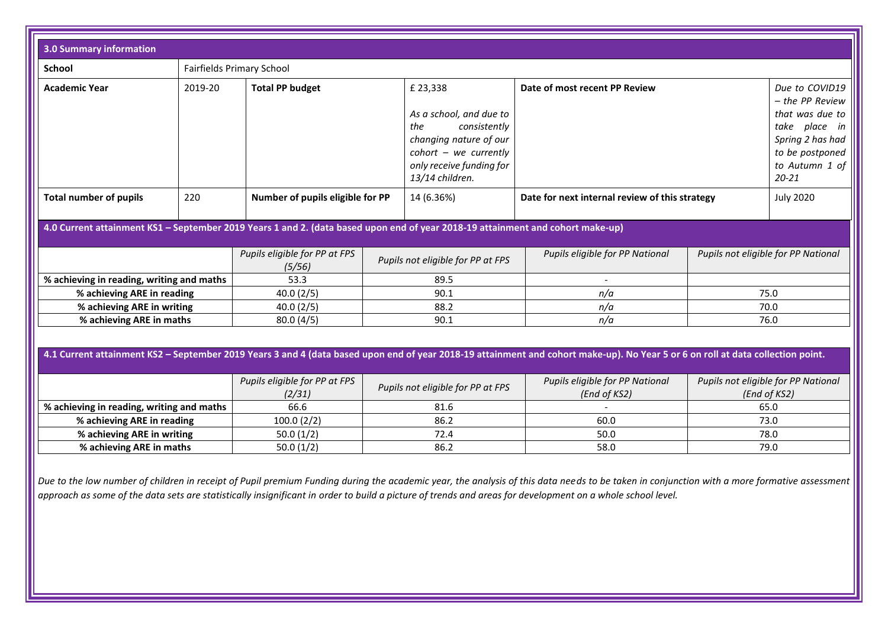## 3.0 Summary information

| School | Fairfields Primary School | | | | |
|---|---|---|---|---|---|
| **Academic Year** | 2019-20 | **Total PP budget** | £ 23,338<br><br>*As a school, and due to the consistently changing nature of our cohort – we currently only receive funding for 13/14 children.* | **Date of most recent PP Review** | *Due to COVID19 – the PP Review that was due to take place in Spring 2 has had to be postponed to Autumn 1 of 20-21* |
| **Total number of pupils** | 220 | **Number of pupils eligible for PP** | 14 (6.36%) | **Date for next internal review of this strategy** | July 2020 |

## 4.0 Current attainment KS1 – September 2019 Years 1 and 2. (data based upon end of year 2018-19 attainment and cohort make-up)

| | *Pupils eligible for PP at FPS (5/56)* | *Pupils not eligible for PP at FPS* | *Pupils eligible for PP National* | *Pupils not eligible for PP National* |
|---|---|---|---|---|
| **% achieving in reading, writing and maths** | 53.3 | 89.5 | - | |
| **% achieving ARE in reading** | 40.0 (2/5) | 90.1 | *n/a* | 75.0 |
| **% achieving ARE in writing** | 40.0 (2/5) | 88.2 | *n/a* | 70.0 |
| **% achieving ARE in maths** | 80.0 (4/5) | 90.1 | *n/a* | 76.0 |

## 4.1 Current attainment KS2 – September 2019 Years 3 and 4 (data based upon end of year 2018-19 attainment and cohort make-up). No Year 5 or 6 on roll at data collection point.

| | *Pupils eligible for PP at FPS (2/31)* | *Pupils not eligible for PP at FPS* | *Pupils eligible for PP National (End of KS2)* | *Pupils not eligible for PP National (End of KS2)* |
|---|---|---|---|---|
| **% achieving in reading, writing and maths** | 66.6 | 81.6 | - | 65.0 |
| **% achieving ARE in reading** | 100.0 (2/2) | 86.2 | 60.0 | 73.0 |
| **% achieving ARE in writing** | 50.0 (1/2) | 72.4 | 50.0 | 78.0 |
| **% achieving ARE in maths** | 50.0 (1/2) | 86.2 | 58.0 | 79.0 |

*Due to the low number of children in receipt of Pupil premium Funding during the academic year, the analysis of this data needs to be taken in conjunction with a more formative assessment approach as some of the data sets are statistically insignificant in order to build a picture of trends and areas for development on a whole school level.*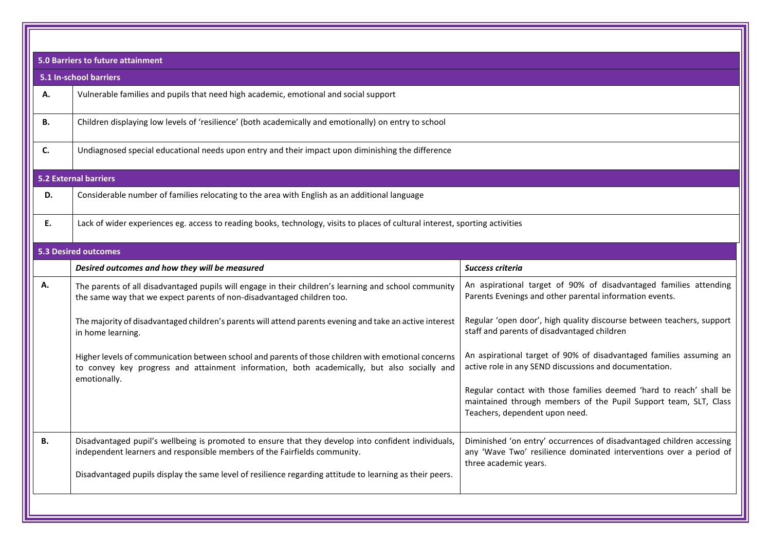## 5.0 Barriers to future attainment

### 5.1 In-school barriers

| | |
|---|---|
| **A.** | Vulnerable families and pupils that need high academic, emotional and social support |
| **B.** | Children displaying low levels of 'resilience' (both academically and emotionally) on entry to school |
| **C.** | Undiagnosed special educational needs upon entry and their impact upon diminishing the difference |

### 5.2 External barriers

| | |
|---|---|
| **D.** | Considerable number of families relocating to the area with English as an additional language |
| **E.** | Lack of wider experiences eg. access to reading books, technology, visits to places of cultural interest, sporting activities |

### 5.3 Desired outcomes

| | *Desired outcomes and how they will be measured* | *Success criteria* |
|---|---|---|
| **A.** | The parents of all disadvantaged pupils will engage in their children's learning and school community the same way that we expect parents of non-disadvantaged children too.<br><br>The majority of disadvantaged children's parents will attend parents evening and take an active interest in home learning.<br><br>Higher levels of communication between school and parents of those children with emotional concerns to convey key progress and attainment information, both academically, but also socially and emotionally. | An aspirational target of 90% of disadvantaged families attending Parents Evenings and other parental information events.<br><br>Regular 'open door', high quality discourse between teachers, support staff and parents of disadvantaged children<br><br>An aspirational target of 90% of disadvantaged families assuming an active role in any SEND discussions and documentation.<br><br>Regular contact with those families deemed 'hard to reach' shall be maintained through members of the Pupil Support team, SLT, Class Teachers, dependent upon need. |
| **B.** | Disadvantaged pupil's wellbeing is promoted to ensure that they develop into confident individuals, independent learners and responsible members of the Fairfields community.<br><br>Disadvantaged pupils display the same level of resilience regarding attitude to learning as their peers. | Diminished 'on entry' occurrences of disadvantaged children accessing any 'Wave Two' resilience dominated interventions over a period of three academic years. |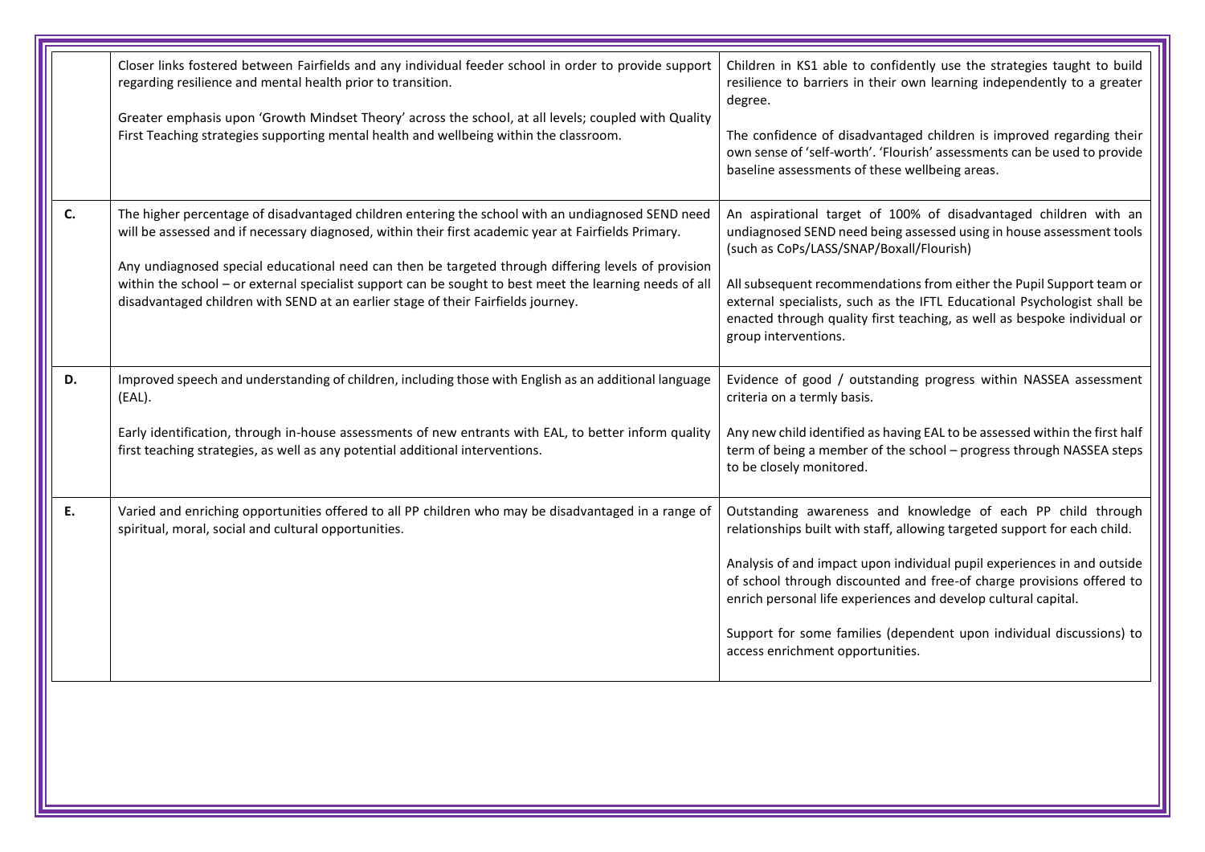| | | |
|---|---|---|
| | Closer links fostered between Fairfields and any individual feeder school in order to provide support regarding resilience and mental health prior to transition.<br><br>Greater emphasis upon 'Growth Mindset Theory' across the school, at all levels; coupled with Quality First Teaching strategies supporting mental health and wellbeing within the classroom. | Children in KS1 able to confidently use the strategies taught to build resilience to barriers in their own learning independently to a greater degree.<br><br>The confidence of disadvantaged children is improved regarding their own sense of 'self-worth'. 'Flourish' assessments can be used to provide baseline assessments of these wellbeing areas. |
| **C.** | The higher percentage of disadvantaged children entering the school with an undiagnosed SEND need will be assessed and if necessary diagnosed, within their first academic year at Fairfields Primary.<br><br>Any undiagnosed special educational need can then be targeted through differing levels of provision within the school – or external specialist support can be sought to best meet the learning needs of all disadvantaged children with SEND at an earlier stage of their Fairfields journey. | An aspirational target of 100% of disadvantaged children with an undiagnosed SEND need being assessed using in house assessment tools (such as CoPs/LASS/SNAP/Boxall/Flourish)<br><br>All subsequent recommendations from either the Pupil Support team or external specialists, such as the IFTL Educational Psychologist shall be enacted through quality first teaching, as well as bespoke individual or group interventions. |
| **D.** | Improved speech and understanding of children, including those with English as an additional language (EAL).<br><br>Early identification, through in-house assessments of new entrants with EAL, to better inform quality first teaching strategies, as well as any potential additional interventions. | Evidence of good / outstanding progress within NASSEA assessment criteria on a termly basis.<br><br>Any new child identified as having EAL to be assessed within the first half term of being a member of the school – progress through NASSEA steps to be closely monitored. |
| **E.** | Varied and enriching opportunities offered to all PP children who may be disadvantaged in a range of spiritual, moral, social and cultural opportunities. | Outstanding awareness and knowledge of each PP child through relationships built with staff, allowing targeted support for each child.<br><br>Analysis of and impact upon individual pupil experiences in and outside of school through discounted and free-of charge provisions offered to enrich personal life experiences and develop cultural capital.<br><br>Support for some families (dependent upon individual discussions) to access enrichment opportunities. |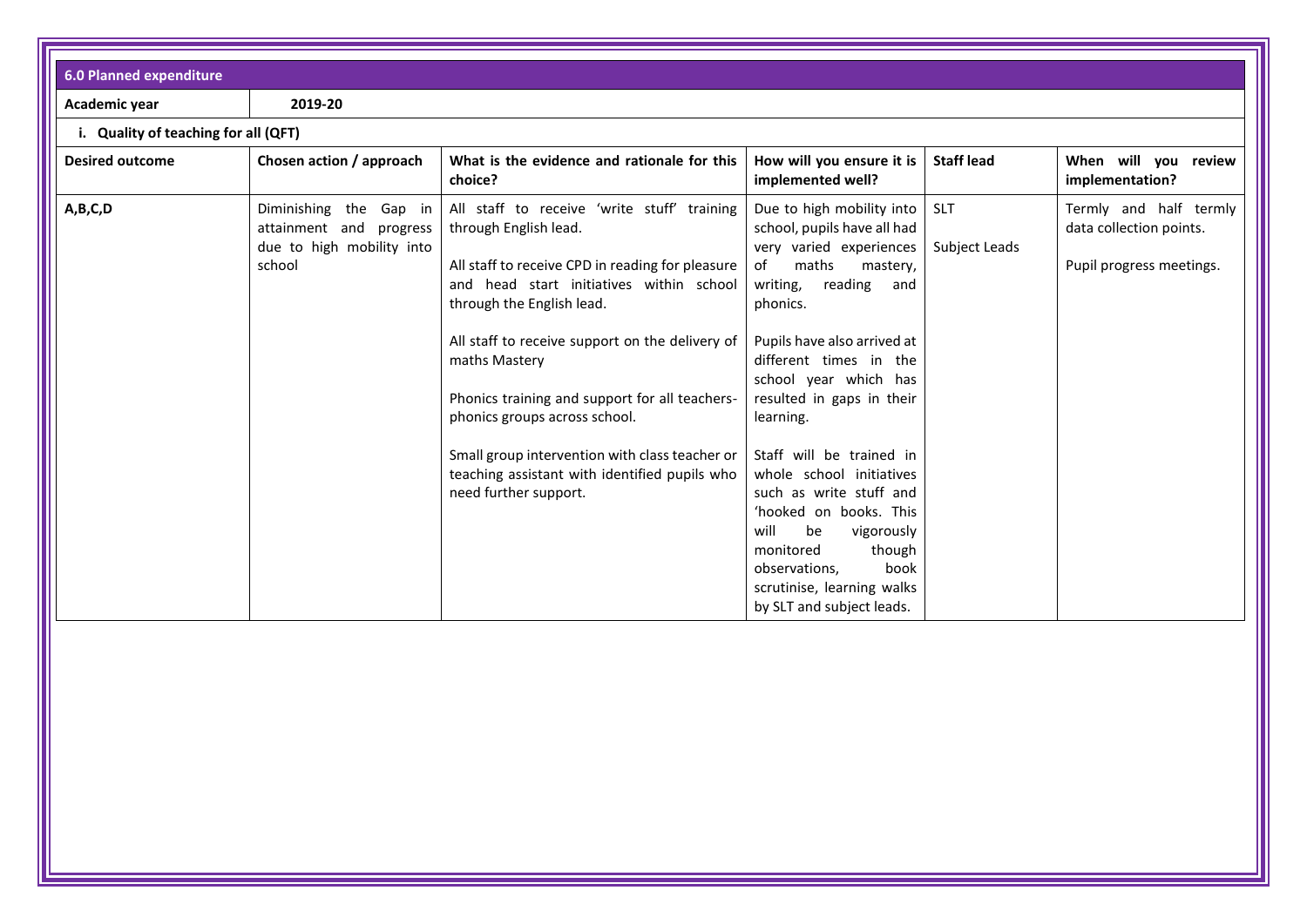## 6.0 Planned expenditure

**Academic year** **2019-20**

### i. Quality of teaching for all (QFT)

| Desired outcome | Chosen action / approach | What is the evidence and rationale for this choice? | How will you ensure it is implemented well? | Staff lead | When will you review implementation? |
|---|---|---|---|---|---|
| **A,B,C,D** | Diminishing the Gap in attainment and progress due to high mobility into school | All staff to receive 'write stuff' training through English lead.<br><br>All staff to receive CPD in reading for pleasure and head start initiatives within school through the English lead.<br><br>All staff to receive support on the delivery of maths Mastery<br><br>Phonics training and support for all teachers- phonics groups across school.<br><br>Small group intervention with class teacher or teaching assistant with identified pupils who need further support. | Due to high mobility into school, pupils have all had very varied experiences of maths mastery, writing, reading and phonics.<br><br>Pupils have also arrived at different times in the school year which has resulted in gaps in their learning.<br><br>Staff will be trained in whole school initiatives such as write stuff and 'hooked on books. This will be vigorously monitored though observations, book scrutinise, learning walks by SLT and subject leads. | SLT<br><br>Subject Leads | Termly and half termly data collection points.<br><br>Pupil progress meetings. |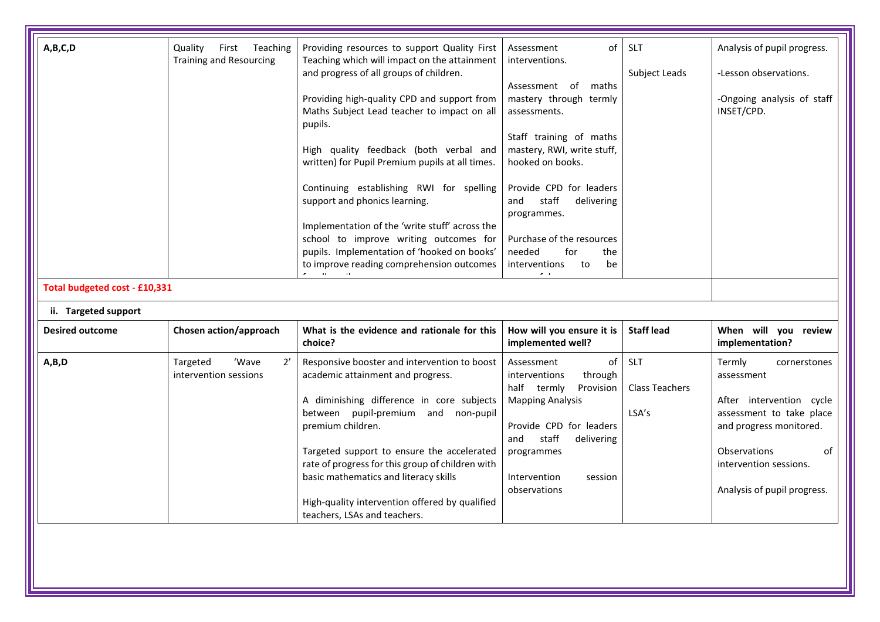| A,B,C,D | Quality First Teaching Training and Resourcing | Providing resources to support Quality First Teaching which will impact on the attainment and progress of all groups of children.<br><br>Providing high-quality CPD and support from Maths Subject Lead teacher to impact on all pupils.<br><br>High quality feedback (both verbal and written) for Pupil Premium pupils at all times.<br><br>Continuing establishing RWI for spelling support and phonics learning.<br><br>Implementation of the 'write stuff' across the school to improve writing outcomes for pupils. Implementation of 'hooked on books' to improve reading comprehension outcomes | Assessment of interventions.<br><br>Assessment of maths mastery through termly assessments.<br><br>Staff training of maths mastery, RWI, write stuff, hooked on books.<br><br>Provide CPD for leaders and staff delivering programmes.<br><br>Purchase of the resources needed for the interventions to be | SLT<br><br>Subject Leads | Analysis of pupil progress.<br><br>-Lesson observations.<br><br>-Ongoing analysis of staff INSET/CPD. |
|---|---|---|---|---|---|
| **Total budgeted cost - £10,331** | | | | | |

**ii. Targeted support**

| Desired outcome | Chosen action/approach | What is the evidence and rationale for this choice? | How will you ensure it is implemented well? | Staff lead | When will you review implementation? |
|---|---|---|---|---|---|
| A,B,D | Targeted 'Wave 2' intervention sessions | Responsive booster and intervention to boost academic attainment and progress.<br><br>A diminishing difference in core subjects between pupil-premium and non-pupil premium children.<br><br>Targeted support to ensure the accelerated rate of progress for this group of children with basic mathematics and literacy skills<br><br>High-quality intervention offered by qualified teachers, LSAs and teachers. | Assessment of interventions through half termly Provision Mapping Analysis<br><br>Provide CPD for leaders and staff delivering programmes<br><br>Intervention session observations | SLT<br><br>Class Teachers<br><br>LSA's | Termly cornerstones assessment<br><br>After intervention cycle assessment to take place and progress monitored.<br><br>Observations of intervention sessions.<br><br>Analysis of pupil progress. |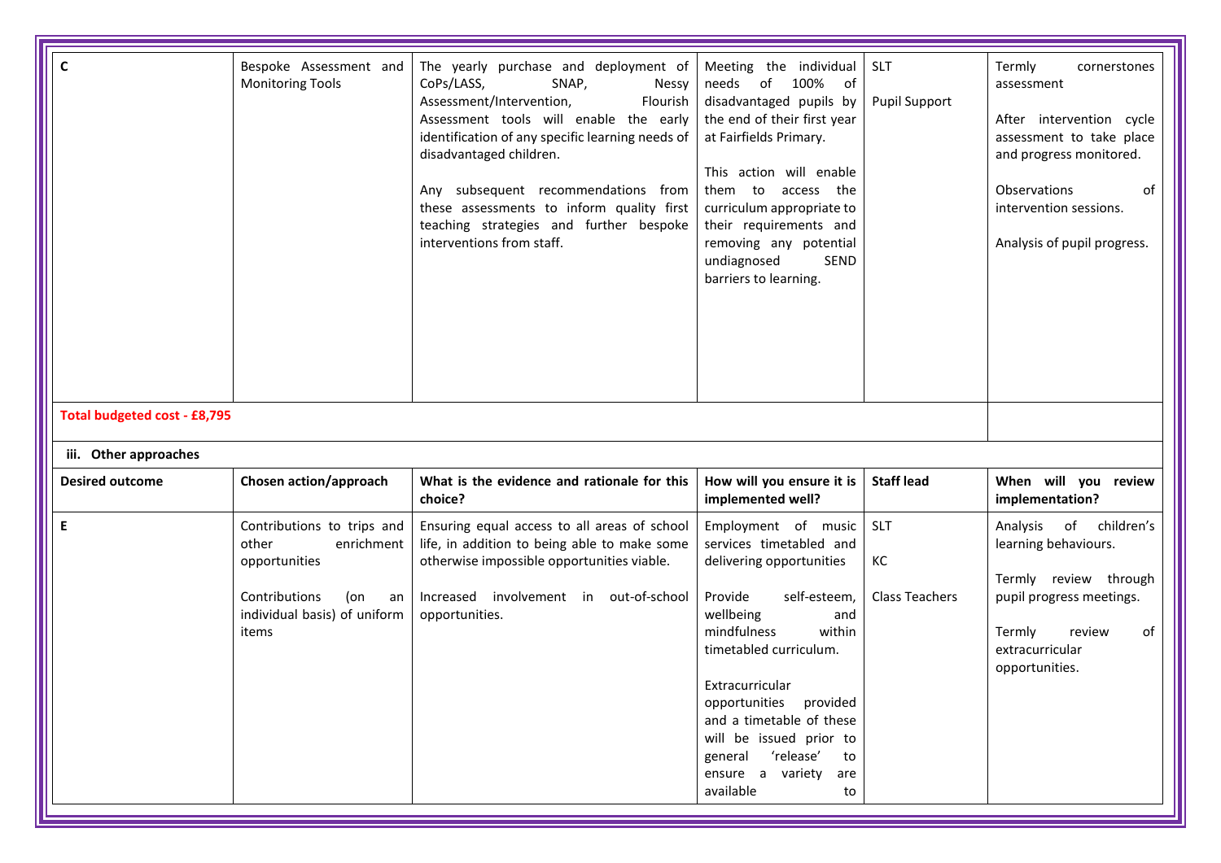| C | Bespoke Assessment and Monitoring Tools | The yearly purchase and deployment of CoPs/LASS, SNAP, Nessy Assessment/Intervention, Flourish Assessment tools will enable the early identification of any specific learning needs of disadvantaged children.<br><br>Any subsequent recommendations from these assessments to inform quality first teaching strategies and further bespoke interventions from staff. | Meeting the individual needs of 100% of disadvantaged pupils by the end of their first year at Fairfields Primary.<br><br>This action will enable them to access the curriculum appropriate to their requirements and removing any potential undiagnosed SEND barriers to learning. | SLT<br><br>Pupil Support | Termly cornerstones assessment<br><br>After intervention cycle assessment to take place and progress monitored.<br><br>Observations of intervention sessions.<br><br>Analysis of pupil progress. |
|---|---|---|---|---|---|
| **Total budgeted cost - £8,795** | | | | | |

**iii. Other approaches**

| Desired outcome | Chosen action/approach | What is the evidence and rationale for this choice? | How will you ensure it is implemented well? | Staff lead | When will you review implementation? |
|---|---|---|---|---|---|
| E | Contributions to trips and other enrichment opportunities<br><br>Contributions (on an individual basis) of uniform items | Ensuring equal access to all areas of school life, in addition to being able to make some otherwise impossible opportunities viable.<br><br>Increased involvement in out-of-school opportunities. | Employment of music services timetabled and delivering opportunities<br><br>Provide self-esteem, wellbeing and mindfulness within timetabled curriculum.<br><br>Extracurricular opportunities provided and a timetable of these will be issued prior to general 'release' to ensure a variety are available to | SLT<br><br>KC<br><br>Class Teachers | Analysis of children's learning behaviours.<br><br>Termly review through pupil progress meetings.<br><br>Termly review of extracurricular opportunities. |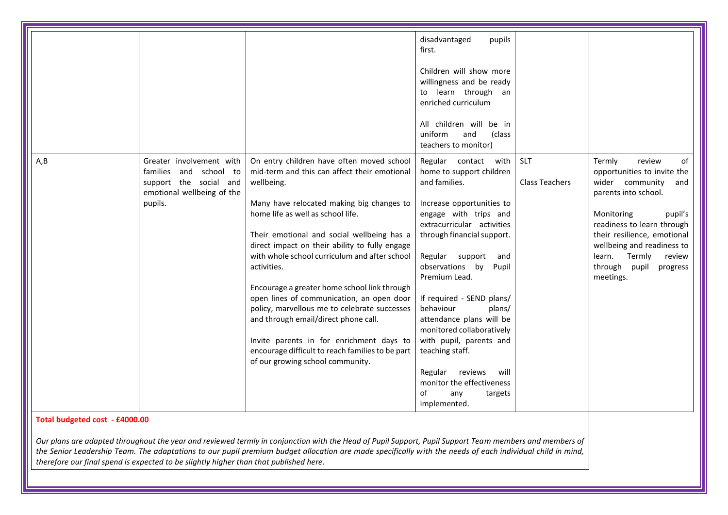| | | | | | |
|---|---|---|---|---|---|
| | | | disadvantaged pupils first.<br><br>Children will show more willingness and be ready to learn through an enriched curriculum<br><br>All children will be in uniform and (class teachers to monitor) | | |
| A,B | Greater involvement with families and school to support the social and emotional wellbeing of the pupils. | On entry children have often moved school mid-term and this can affect their emotional wellbeing.<br><br>Many have relocated making big changes to home life as well as school life.<br><br>Their emotional and social wellbeing has a direct impact on their ability to fully engage with whole school curriculum and after school activities.<br><br>Encourage a greater home school link through open lines of communication, an open door policy, marvellous me to celebrate successes and through email/direct phone call.<br><br>Invite parents in for enrichment days to encourage difficult to reach families to be part of our growing school community. | Regular contact with home to support children and families.<br><br>Increase opportunities to engage with trips and extracurricular activities through financial support.<br><br>Regular support and observations by Pupil Premium Lead.<br><br>If required - SEND plans/ behaviour plans/ attendance plans will be monitored collaboratively with pupil, parents and teaching staff.<br><br>Regular reviews will monitor the effectiveness of any targets implemented. | SLT<br><br>Class Teachers | Termly review of opportunities to invite the wider community and parents into school.<br><br>Monitoring pupil's readiness to learn through their resilience, emotional wellbeing and readiness to learn. Termly review through pupil progress meetings. |

**Total budgeted cost - £4000.00**

*Our plans are adapted throughout the year and reviewed termly in conjunction with the Head of Pupil Support, Pupil Support Team members and members of the Senior Leadership Team. The adaptations to our pupil premium budget allocation are made specifically with the needs of each individual child in mind, therefore our final spend is expected to be slightly higher than that published here.*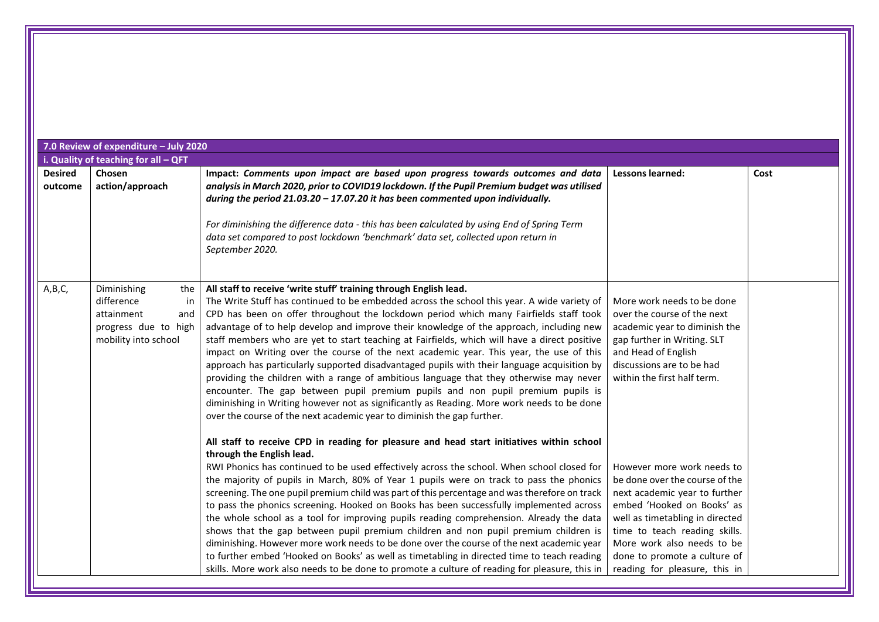| 7.0 Review of expenditure – July 2020 | | | | |
|---|---|---|---|---|
| **i. Quality of teaching for all – QFT** | | | | |
| **Desired outcome** | **Chosen action/approach** | **Impact: *Comments upon impact are based upon progress towards outcomes and data analysis in March 2020, prior to COVID19 lockdown. If the Pupil Premium budget was utilised during the period 21.03.20 – 17.07.20 it has been commented upon individually.*** <br><br> *For diminishing the difference data - this has been **c**alculated by using End of Spring Term data set compared to post lockdown 'benchmark' data set, collected upon return in September 2020.* | **Lessons learned:** | **Cost** |
| A,B,C, | Diminishing the difference in attainment and progress due to high mobility into school | **All staff to receive 'write stuff' training through English lead.** <br> The Write Stuff has continued to be embedded across the school this year. A wide variety of CPD has been on offer throughout the lockdown period which many Fairfields staff took advantage of to help develop and improve their knowledge of the approach, including new staff members who are yet to start teaching at Fairfields, which will have a direct positive impact on Writing over the course of the next academic year. This year, the use of this approach has particularly supported disadvantaged pupils with their language acquisition by providing the children with a range of ambitious language that they otherwise may never encounter. The gap between pupil premium pupils and non pupil premium pupils is diminishing in Writing however not as significantly as Reading. More work needs to be done over the course of the next academic year to diminish the gap further. <br><br> **All staff to receive CPD in reading for pleasure and head start initiatives within school through the English lead.** <br> RWI Phonics has continued to be used effectively across the school. When school closed for the majority of pupils in March, 80% of Year 1 pupils were on track to pass the phonics screening. The one pupil premium child was part of this percentage and was therefore on track to pass the phonics screening. Hooked on Books has been successfully implemented across the whole school as a tool for improving pupils reading comprehension. Already the data shows that the gap between pupil premium children and non pupil premium children is diminishing. However more work needs to be done over the course of the next academic year to further embed 'Hooked on Books' as well as timetabling in directed time to teach reading skills. More work also needs to be done to promote a culture of reading for pleasure, this in | More work needs to be done over the course of the next academic year to diminish the gap further in Writing. SLT and Head of English discussions are to be had within the first half term. <br><br> However more work needs to be done over the course of the next academic year to further embed 'Hooked on Books' as well as timetabling in directed time to teach reading skills. More work also needs to be done to promote a culture of reading for pleasure, this in | |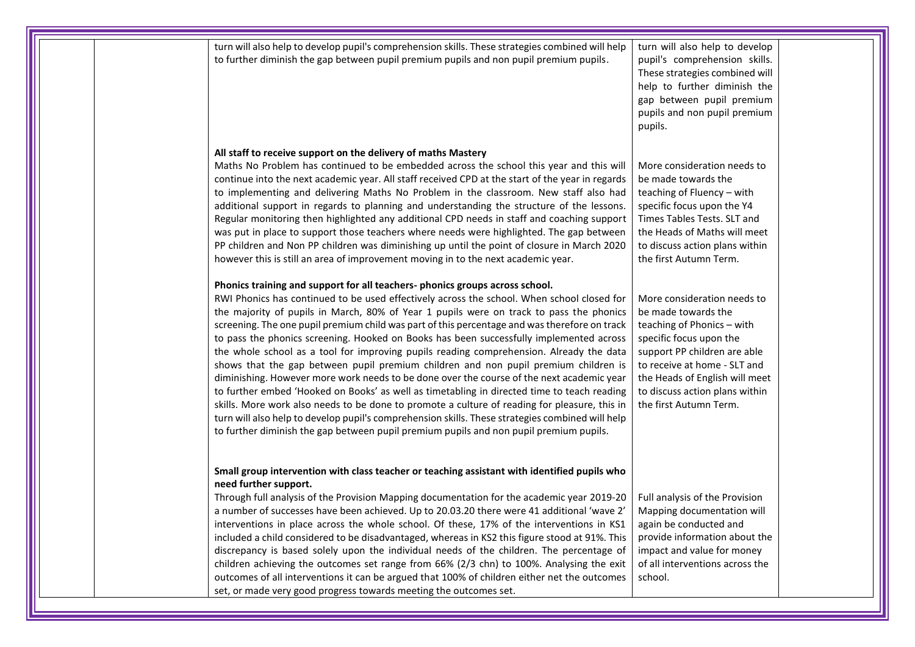| | | | | |
|---|---|---|---|---|
| | | turn will also help to develop pupil's comprehension skills. These strategies combined will help to further diminish the gap between pupil premium pupils and non pupil premium pupils. | turn will also help to develop pupil's comprehension skills. These strategies combined will help to further diminish the gap between pupil premium pupils and non pupil premium pupils. | |
| | | **All staff to receive support on the delivery of maths Mastery**<br>Maths No Problem has continued to be embedded across the school this year and this will continue into the next academic year. All staff received CPD at the start of the year in regards to implementing and delivering Maths No Problem in the classroom. New staff also had additional support in regards to planning and understanding the structure of the lessons. Regular monitoring then highlighted any additional CPD needs in staff and coaching support was put in place to support those teachers where needs were highlighted. The gap between PP children and Non PP children was diminishing up until the point of closure in March 2020 however this is still an area of improvement moving in to the next academic year. | More consideration needs to be made towards the teaching of Fluency – with specific focus upon the Y4 Times Tables Tests. SLT and the Heads of Maths will meet to discuss action plans within the first Autumn Term. | |
| | | **Phonics training and support for all teachers- phonics groups across school.**<br>RWI Phonics has continued to be used effectively across the school. When school closed for the majority of Year 1 pupils were on track to pass the phonics screening. The one pupil premium child was part of this percentage and was therefore on track to pass the phonics screening. Hooked on Books has been successfully implemented across the whole school as a tool for improving pupils reading comprehension. Already the data shows that the gap between pupil premium children and non pupil premium children is diminishing. However more work needs to be done over the course of the next academic year to further embed 'Hooked on Books' as well as timetabling in directed time to teach reading skills. More work also needs to be done to promote a culture of reading for pleasure, this in turn will also help to develop pupil's comprehension skills. These strategies combined will help to further diminish the gap between pupil premium pupils and non pupil premium pupils. | More consideration needs to be made towards the teaching of Phonics – with specific focus upon the support PP children are able to receive at home - SLT and the Heads of English will meet to discuss action plans within the first Autumn Term. | |
| | | **Small group intervention with class teacher or teaching assistant with identified pupils who need further support.**<br>Through full analysis of the Provision Mapping documentation for the academic year 2019-20 a number of successes have been achieved. Up to 20.03.20 there were 41 additional 'wave 2' interventions in place across the whole school. Of these, 17% of the interventions in KS1 included a child considered to be disadvantaged, whereas in KS2 this figure stood at 91%. This discrepancy is based solely upon the individual needs of the children. The percentage of children achieving the outcomes set range from 66% (2/3 chn) to 100%. Analysing the exit outcomes of all interventions it can be argued that 100% of children either net the outcomes set, or made very good progress towards meeting the outcomes set. | Full analysis of the Provision Mapping documentation will again be conducted and provide information about the impact and value for money of all interventions across the school. | |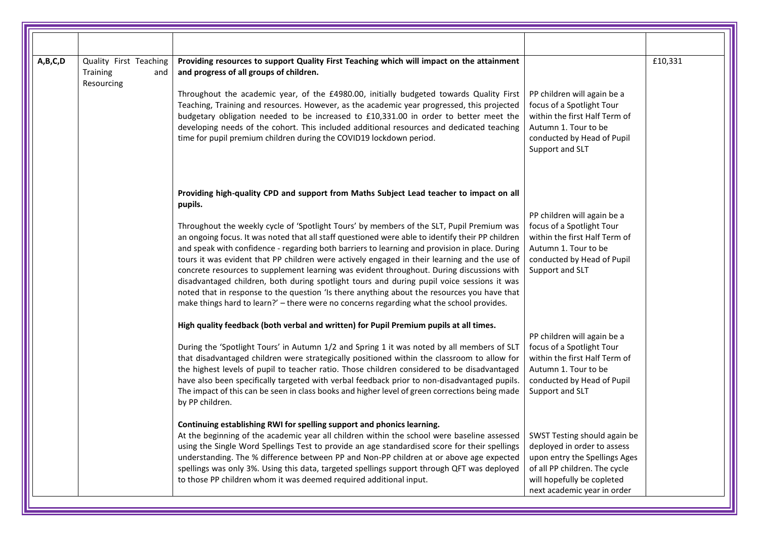| | | | | |
|---|---|---|---|---|
| A,B,C,D | Quality First Teaching Training and Resourcing | **Providing resources to support Quality First Teaching which will impact on the attainment and progress of all groups of children.**<br><br>Throughout the academic year, of the £4980.00, initially budgeted towards Quality First Teaching, Training and resources. However, as the academic year progressed, this projected budgetary obligation needed to be increased to £10,331.00 in order to better meet the developing needs of the cohort. This included additional resources and dedicated teaching time for pupil premium children during the COVID19 lockdown period.<br><br>**Providing high-quality CPD and support from Maths Subject Lead teacher to impact on all pupils.**<br><br>Throughout the weekly cycle of 'Spotlight Tours' by members of the SLT, Pupil Premium was an ongoing focus. It was noted that all staff questioned were able to identify their PP children and speak with confidence - regarding both barriers to learning and provision in place. During tours it was evident that PP children were actively engaged in their learning and the use of concrete resources to supplement learning was evident throughout. During discussions with disadvantaged children, both during spotlight tours and during pupil voice sessions it was noted that in response to the question 'Is there anything about the resources you have that make things hard to learn?' – there were no concerns regarding what the school provides.<br><br>**High quality feedback (both verbal and written) for Pupil Premium pupils at all times.**<br><br>During the 'Spotlight Tours' in Autumn 1/2 and Spring 1 it was noted by all members of SLT that disadvantaged children were strategically positioned within the classroom to allow for the highest levels of pupil to teacher ratio. Those children considered to be disadvantaged have also been specifically targeted with verbal feedback prior to non-disadvantaged pupils. The impact of this can be seen in class books and higher level of green corrections being made by PP children.<br><br>**Continuing establishing RWI for spelling support and phonics learning.**<br>At the beginning of the academic year all children within the school were baseline assessed using the Single Word Spellings Test to provide an age standardised score for their spellings understanding. The % difference between PP and Non-PP children at or above age expected spellings was only 3%. Using this data, targeted spellings support through QFT was deployed to those PP children whom it was deemed required additional input. | PP children will again be a focus of a Spotlight Tour within the first Half Term of Autumn 1. Tour to be conducted by Head of Pupil Support and SLT<br><br>PP children will again be a focus of a Spotlight Tour within the first Half Term of Autumn 1. Tour to be conducted by Head of Pupil Support and SLT<br><br>PP children will again be a focus of a Spotlight Tour within the first Half Term of Autumn 1. Tour to be conducted by Head of Pupil Support and SLT<br><br>SWST Testing should again be deployed in order to assess upon entry the Spellings Ages of all PP children. The cycle will hopefully be copleted next academic year in order | £10,331 |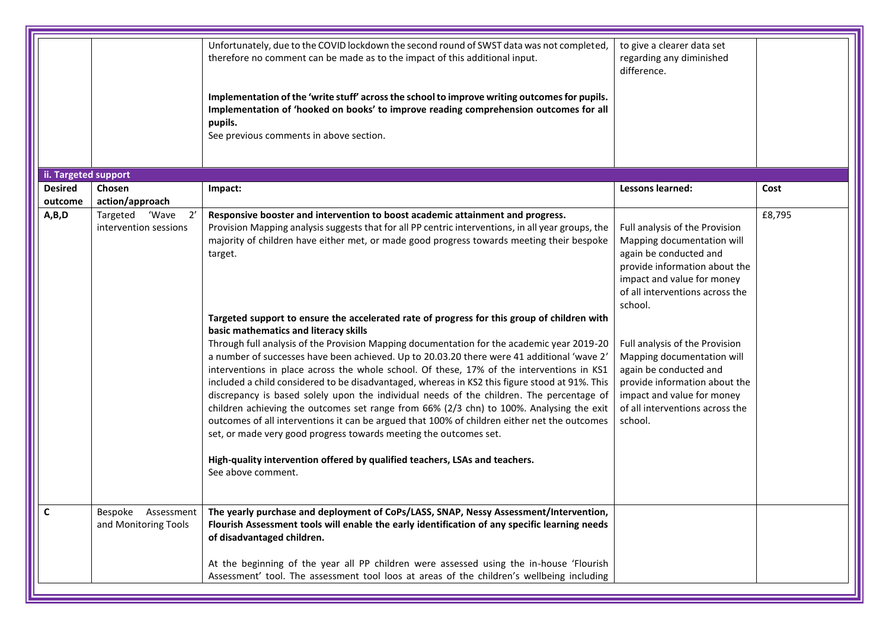| | | | | |
|---|---|---|---|---|
| | | Unfortunately, due to the COVID lockdown the second round of SWST data was not completed, therefore no comment can be made as to the impact of this additional input.<br><br>**Implementation of the 'write stuff' across the school to improve writing outcomes for pupils. Implementation of 'hooked on books' to improve reading comprehension outcomes for all pupils.**<br>See previous comments in above section. | to give a clearer data set regarding any diminished difference. | |

**ii. Targeted support**

| Desired outcome | Chosen action/approach | Impact: | Lessons learned: | Cost |
|---|---|---|---|---|
| A,B,D | Targeted 'Wave 2' intervention sessions | **Responsive booster and intervention to boost academic attainment and progress.**<br>Provision Mapping analysis suggests that for all PP centric interventions, in all year groups, the majority of children have either met, or made good progress towards meeting their bespoke target.<br><br>**Targeted support to ensure the accelerated rate of progress for this group of children with basic mathematics and literacy skills**<br>Through full analysis of the Provision Mapping documentation for the academic year 2019-20 a number of successes have been achieved. Up to 20.03.20 there were 41 additional 'wave 2' interventions in place across the whole school. Of these, 17% of the interventions in KS1 included a child considered to be disadvantaged, whereas in KS2 this figure stood at 91%. This discrepancy is based solely upon the individual needs of the children. The percentage of children achieving the outcomes set range from 66% (2/3 chn) to 100%. Analysing the exit outcomes of all interventions it can be argued that 100% of children either net the outcomes set, or made very good progress towards meeting the outcomes set.<br><br>**High-quality intervention offered by qualified teachers, LSAs and teachers.**<br>See above comment. | Full analysis of the Provision Mapping documentation will again be conducted and provide information about the impact and value for money of all interventions across the school.<br><br>Full analysis of the Provision Mapping documentation will again be conducted and provide information about the impact and value for money of all interventions across the school. | £8,795 |
| C | Bespoke Assessment and Monitoring Tools | **The yearly purchase and deployment of CoPs/LASS, SNAP, Nessy Assessment/Intervention, Flourish Assessment tools will enable the early identification of any specific learning needs of disadvantaged children.**<br><br>At the beginning of the year all PP children were assessed using the in-house 'Flourish Assessment' tool. The assessment tool loos at areas of the children's wellbeing including | | |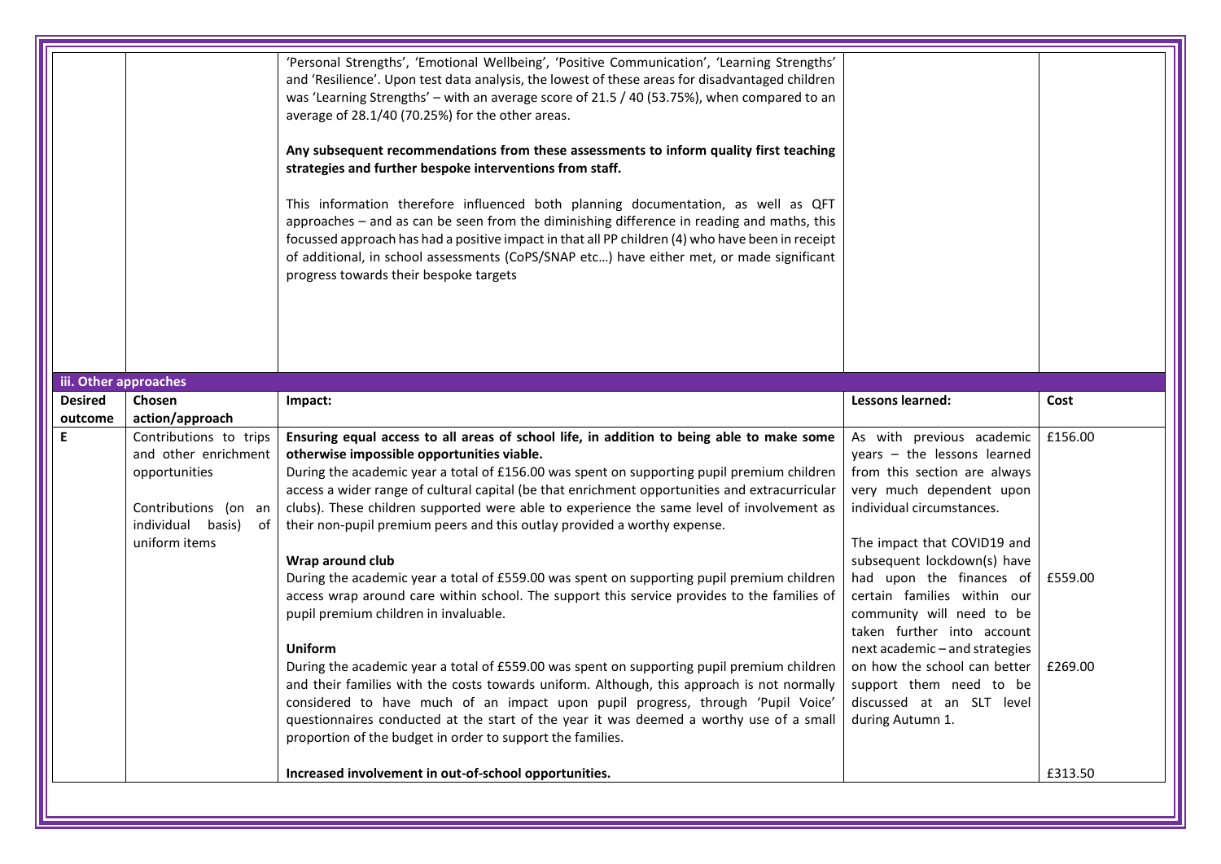| | | | | |
|---|---|---|---|---|
| | | 'Personal Strengths', 'Emotional Wellbeing', 'Positive Communication', 'Learning Strengths' and 'Resilience'. Upon test data analysis, the lowest of these areas for disadvantaged children was 'Learning Strengths' – with an average score of 21.5 / 40 (53.75%), when compared to an average of 28.1/40 (70.25%) for the other areas.<br><br>**Any subsequent recommendations from these assessments to inform quality first teaching strategies and further bespoke interventions from staff.**<br><br>This information therefore influenced both planning documentation, as well as QFT approaches – and as can be seen from the diminishing difference in reading and maths, this focussed approach has had a positive impact in that all PP children (4) who have been in receipt of additional, in school assessments (CoPS/SNAP etc…) have either met, or made significant progress towards their bespoke targets | | |

**iii. Other approaches**

| Desired outcome | Chosen action/approach | Impact: | Lessons learned: | Cost |
|---|---|---|---|---|
| E | Contributions to trips and other enrichment opportunities<br><br>Contributions (on an individual basis) of uniform items | **Ensuring equal access to all areas of school life, in addition to being able to make some otherwise impossible opportunities viable.**<br>During the academic year a total of £156.00 was spent on supporting pupil premium children access a wider range of cultural capital (be that enrichment opportunities and extracurricular clubs). These children supported were able to experience the same level of involvement as their non-pupil premium peers and this outlay provided a worthy expense. | As with previous academic years – the lessons learned from this section are always very much dependent upon individual circumstances.<br><br>The impact that COVID19 and subsequent lockdown(s) have had upon the finances of certain families within our community will need to be taken further into account next academic – and strategies on how the school can better support them need to be discussed at an SLT level during Autumn 1. | £156.00 |
| | | **Wrap around club**<br>During the academic year a total of £559.00 was spent on supporting pupil premium children access wrap around care within school. The support this service provides to the families of pupil premium children in invaluable. | | £559.00 |
| | | **Uniform**<br>During the academic year a total of £559.00 was spent on supporting pupil premium children and their families with the costs towards uniform. Although, this approach is not normally considered to have much of an impact upon pupil progress, through 'Pupil Voice' questionnaires conducted at the start of the year it was deemed a worthy use of a small proportion of the budget in order to support the families. | | £269.00 |
| | | **Increased involvement in out-of-school opportunities.** | | £313.50 |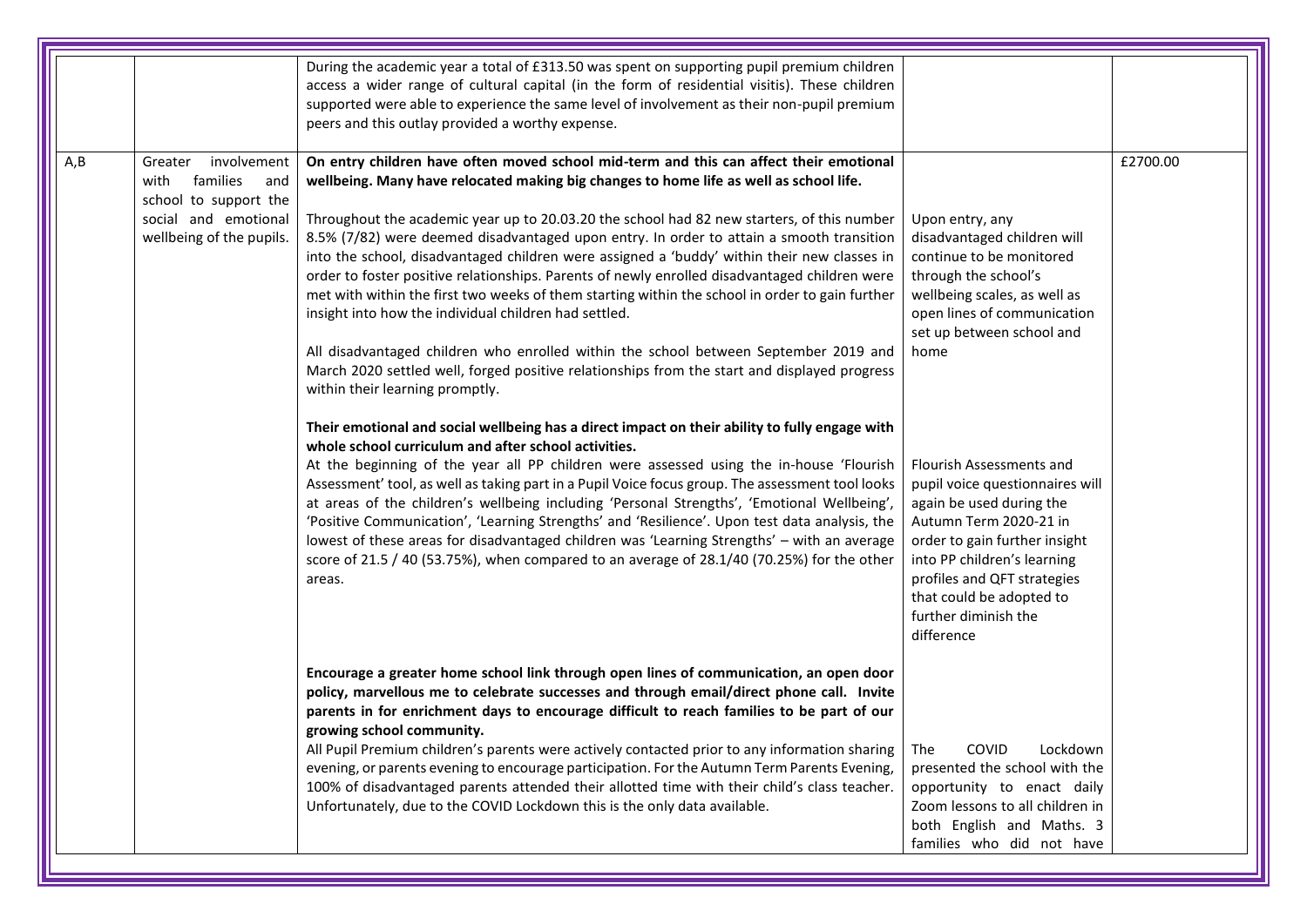| | | | | |
|---|---|---|---|---|
| | | During the academic year a total of £313.50 was spent on supporting pupil premium children access a wider range of cultural capital (in the form of residential visitis). These children supported were able to experience the same level of involvement as their non-pupil premium peers and this outlay provided a worthy expense. | | |
| A,B | Greater involvement with families and school to support the social and emotional wellbeing of the pupils. | **On entry children have often moved school mid-term and this can affect their emotional wellbeing. Many have relocated making big changes to home life as well as school life.**<br><br>Throughout the academic year up to 20.03.20 the school had 82 new starters, of this number 8.5% (7/82) were deemed disadvantaged upon entry. In order to attain a smooth transition into the school, disadvantaged children were assigned a 'buddy' within their new classes in order to foster positive relationships. Parents of newly enrolled disadvantaged children were met with within the first two weeks of them starting within the school in order to gain further insight into how the individual children had settled.<br><br>All disadvantaged children who enrolled within the school between September 2019 and March 2020 settled well, forged positive relationships from the start and displayed progress within their learning promptly.<br><br>**Their emotional and social wellbeing has a direct impact on their ability to fully engage with whole school curriculum and after school activities.**<br>At the beginning of the year all PP children were assessed using the in-house 'Flourish Assessment' tool, as well as taking part in a Pupil Voice focus group. The assessment tool looks at areas of the children's wellbeing including 'Personal Strengths', 'Emotional Wellbeing', 'Positive Communication', 'Learning Strengths' and 'Resilience'. Upon test data analysis, the lowest of these areas for disadvantaged children was 'Learning Strengths' – with an average score of 21.5 / 40 (53.75%), when compared to an average of 28.1/40 (70.25%) for the other areas.<br><br>**Encourage a greater home school link through open lines of communication, an open door policy, marvellous me to celebrate successes and through email/direct phone call. Invite parents in for enrichment days to encourage difficult to reach families to be part of our growing school community.**<br>All Pupil Premium children's parents were actively contacted prior to any information sharing evening, or parents evening to encourage participation. For the Autumn Term Parents Evening, 100% of disadvantaged parents attended their allotted time with their child's class teacher. Unfortunately, due to the COVID Lockdown this is the only data available. | Upon entry, any disadvantaged children will continue to be monitored through the school's wellbeing scales, as well as open lines of communication set up between school and home<br><br>Flourish Assessments and pupil voice questionnaires will again be used during the Autumn Term 2020-21 in order to gain further insight into PP children's learning profiles and QFT strategies that could be adopted to further diminish the difference<br><br>The COVID Lockdown presented the school with the opportunity to enact daily Zoom lessons to all children in both English and Maths. 3 families who did not have | £2700.00 |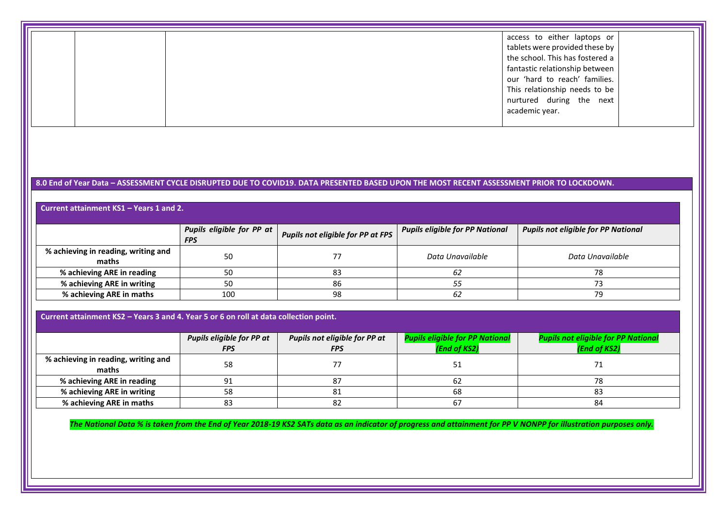| | | | access to either laptops or tablets were provided these by the school. This has fostered a fantastic relationship between our 'hard to reach' families. This relationship needs to be nurtured during the next academic year. | |
|---|---|---|---|---|

## 8.0 End of Year Data – ASSESSMENT CYCLE DISRUPTED DUE TO COVID19. DATA PRESENTED BASED UPON THE MOST RECENT ASSESSMENT PRIOR TO LOCKDOWN.

**Current attainment KS1 – Years 1 and 2.**

| | *Pupils eligible for PP at FPS* | *Pupils not eligible for PP at FPS* | *Pupils eligible for PP National* | *Pupils not eligible for PP National* |
|---|---|---|---|---|
| **% achieving in reading, writing and maths** | 50 | 77 | *Data Unavailable* | *Data Unavailable* |
| **% achieving ARE in reading** | 50 | 83 | *62* | 78 |
| **% achieving ARE in writing** | 50 | 86 | *55* | 73 |
| **% achieving ARE in maths** | 100 | 98 | *62* | 79 |

**Current attainment KS2 – Years 3 and 4. Year 5 or 6 on roll at data collection point.**

| | *Pupils eligible for PP at FPS* | *Pupils not eligible for PP at FPS* | *Pupils eligible for PP National (End of KS2)* | *Pupils not eligible for PP National (End of KS2)* |
|---|---|---|---|---|
| **% achieving in reading, writing and maths** | 58 | 77 | 51 | 71 |
| **% achieving ARE in reading** | 91 | 87 | 62 | 78 |
| **% achieving ARE in writing** | 58 | 81 | 68 | 83 |
| **% achieving ARE in maths** | 83 | 82 | 67 | 84 |

***The National Data % is taken from the End of Year 2018-19 KS2 SATs data as an indicator of progress and attainment for PP V NONPP for illustration purposes only.***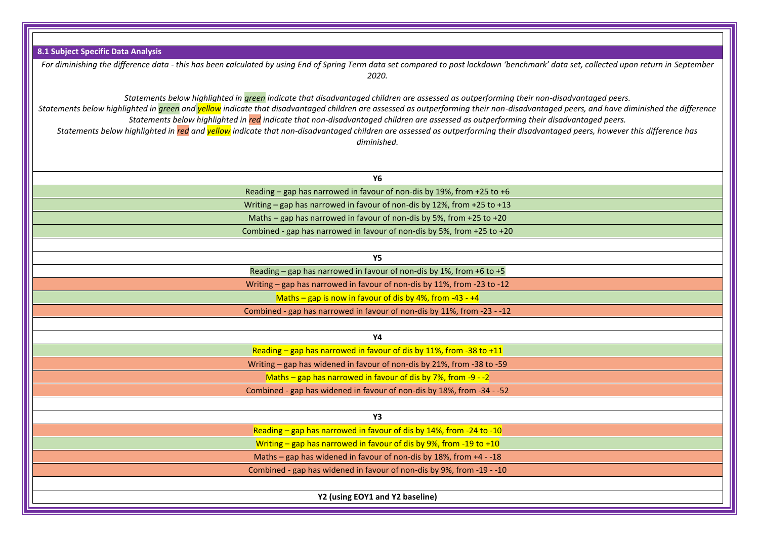## 8.1 Subject Specific Data Analysis

*For diminishing the difference data - this has been calculated by using End of Spring Term data set compared to post lockdown 'benchmark' data set, collected upon return in September 2020.*

*Statements below highlighted in green indicate that disadvantaged children are assessed as outperforming their non-disadvantaged peers.*
*Statements below highlighted in green and yellow indicate that disadvantaged children are assessed as outperforming their non-disadvantaged peers, and have diminished the difference*
*Statements below highlighted in red indicate that non-disadvantaged children are assessed as outperforming their disadvantaged peers.*
*Statements below highlighted in red and yellow indicate that non-disadvantaged children are assessed as outperforming their disadvantaged peers, however this difference has diminished.*

**Y6**

- Reading – gap has narrowed in favour of non-dis by 19%, from +25 to +6
- Writing – gap has narrowed in favour of non-dis by 12%, from +25 to +13
- Maths – gap has narrowed in favour of non-dis by 5%, from +25 to +20
- Combined - gap has narrowed in favour of non-dis by 5%, from +25 to +20

**Y5**

- Reading – gap has narrowed in favour of non-dis by 1%, from +6 to +5
- Writing – gap has narrowed in favour of non-dis by 11%, from -23 to -12
- Maths – gap is now in favour of dis by 4%, from -43 - +4
- Combined - gap has narrowed in favour of non-dis by 11%, from -23 - -12

**Y4**

- Reading – gap has narrowed in favour of dis by 11%, from -38 to +11
- Writing – gap has widened in favour of non-dis by 21%, from -38 to -59
- Maths – gap has narrowed in favour of dis by 7%, from -9 - -2
- Combined - gap has widened in favour of non-dis by 18%, from -34 - -52

**Y3**

- Reading – gap has narrowed in favour of dis by 14%, from -24 to -10
- Writing – gap has narrowed in favour of dis by 9%, from -19 to +10
- Maths – gap has widened in favour of non-dis by 18%, from +4 - -18
- Combined - gap has widened in favour of non-dis by 9%, from -19 - -10

**Y2 (using EOY1 and Y2 baseline)**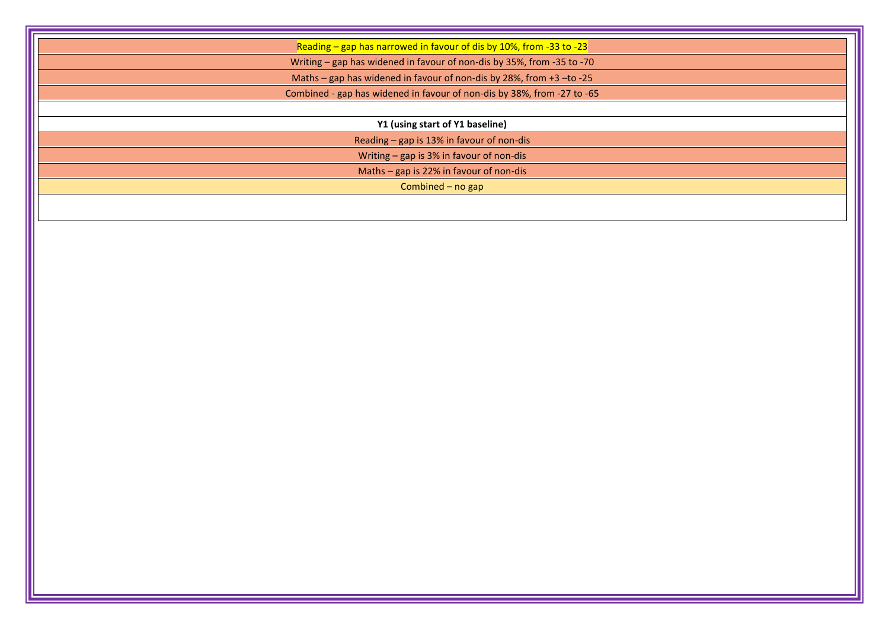| |
|---|
| Reading – gap has narrowed in favour of dis by 10%, from -33 to -23 |
| Writing – gap has widened in favour of non-dis by 35%, from -35 to -70 |
| Maths – gap has widened in favour of non-dis by 28%, from +3 –to -25 |
| Combined - gap has widened in favour of non-dis by 38%, from -27 to -65 |
| |
| **Y1 (using start of Y1 baseline)** |
| Reading – gap is 13% in favour of non-dis |
| Writing – gap is 3% in favour of non-dis |
| Maths – gap is 22% in favour of non-dis |
| Combined – no gap |
| |